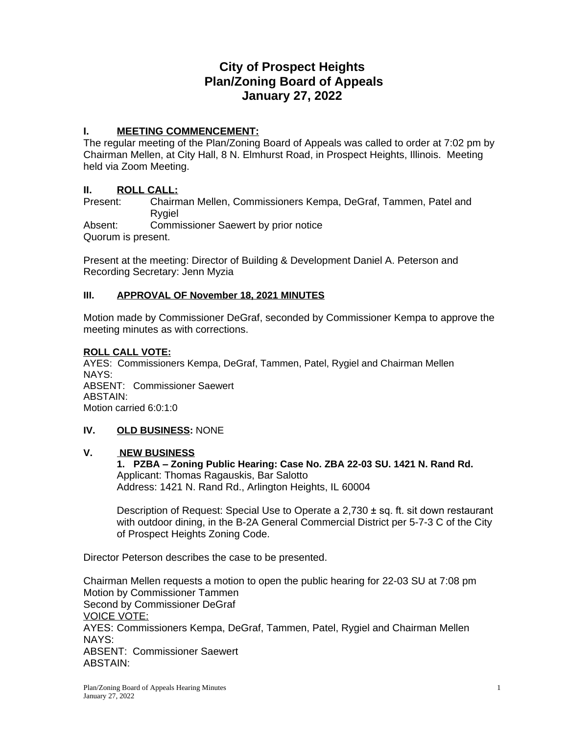# City of Prospect Heights
# Plan/Zoning Board of Appeals
# January 27, 2022

## I. MEETING COMMENCEMENT:

The regular meeting of the Plan/Zoning Board of Appeals was called to order at 7:02 pm by Chairman Mellen, at City Hall, 8 N. Elmhurst Road, in Prospect Heights, Illinois. Meeting held via Zoom Meeting.

## II. ROLL CALL:

Present: Chairman Mellen, Commissioners Kempa, DeGraf, Tammen, Patel and Rygiel
Absent: Commissioner Saewert by prior notice
Quorum is present.

Present at the meeting: Director of Building & Development Daniel A. Peterson and Recording Secretary: Jenn Myzia

## III. APPROVAL OF November 18, 2021 MINUTES

Motion made by Commissioner DeGraf, seconded by Commissioner Kempa to approve the meeting minutes as with corrections.

**ROLL CALL VOTE:**
AYES: Commissioners Kempa, DeGraf, Tammen, Patel, Rygiel and Chairman Mellen
NAYS:
ABSENT: Commissioner Saewert
ABSTAIN:
Motion carried 6:0:1:0

## IV. OLD BUSINESS: NONE

## V. NEW BUSINESS

**1. PZBA – Zoning Public Hearing: Case No. ZBA 22-03 SU. 1421 N. Rand Rd.**
Applicant: Thomas Ragauskis, Bar Salotto
Address: 1421 N. Rand Rd., Arlington Heights, IL 60004

Description of Request: Special Use to Operate a 2,730 ± sq. ft. sit down restaurant with outdoor dining, in the B-2A General Commercial District per 5-7-3 C of the City of Prospect Heights Zoning Code.

Director Peterson describes the case to be presented.

Chairman Mellen requests a motion to open the public hearing for 22-03 SU at 7:08 pm
Motion by Commissioner Tammen
Second by Commissioner DeGraf
VOICE VOTE:
AYES: Commissioners Kempa, DeGraf, Tammen, Patel, Rygiel and Chairman Mellen
NAYS:
ABSENT: Commissioner Saewert
ABSTAIN: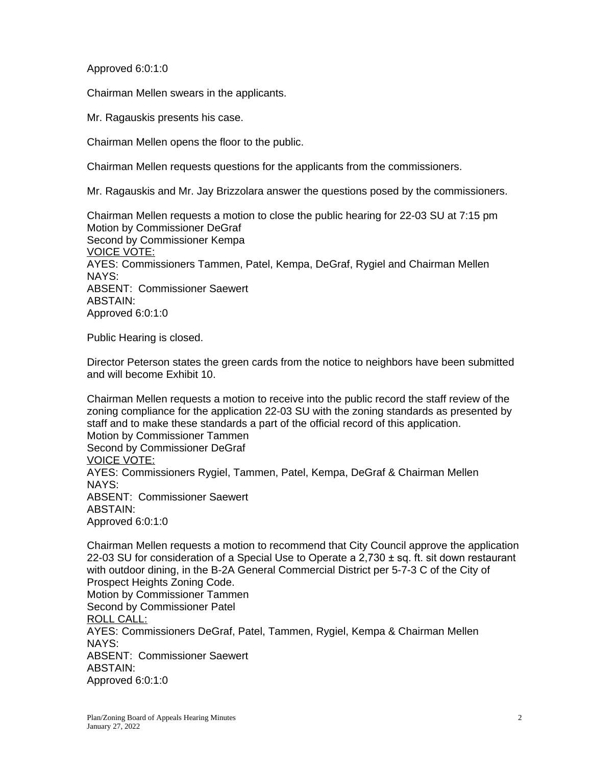Approved 6:0:1:0

Chairman Mellen swears in the applicants.

Mr. Ragauskis presents his case.

Chairman Mellen opens the floor to the public.

Chairman Mellen requests questions for the applicants from the commissioners.

Mr. Ragauskis and Mr. Jay Brizzolara answer the questions posed by the commissioners.

Chairman Mellen requests a motion to close the public hearing for 22-03 SU at 7:15 pm
Motion by Commissioner DeGraf
Second by Commissioner Kempa
<u>VOICE VOTE:</u>
AYES: Commissioners Tammen, Patel, Kempa, DeGraf, Rygiel and Chairman Mellen
NAYS:
ABSENT: Commissioner Saewert
ABSTAIN:
Approved 6:0:1:0

Public Hearing is closed.

Director Peterson states the green cards from the notice to neighbors have been submitted and will become Exhibit 10.

Chairman Mellen requests a motion to receive into the public record the staff review of the zoning compliance for the application 22-03 SU with the zoning standards as presented by staff and to make these standards a part of the official record of this application.
Motion by Commissioner Tammen
Second by Commissioner DeGraf
<u>VOICE VOTE:</u>
AYES: Commissioners Rygiel, Tammen, Patel, Kempa, DeGraf & Chairman Mellen
NAYS:
ABSENT: Commissioner Saewert
ABSTAIN:
Approved 6:0:1:0

Chairman Mellen requests a motion to recommend that City Council approve the application 22-03 SU for consideration of a Special Use to Operate a 2,730 ± sq. ft. sit down restaurant with outdoor dining, in the B-2A General Commercial District per 5-7-3 C of the City of Prospect Heights Zoning Code.
Motion by Commissioner Tammen
Second by Commissioner Patel
<u>ROLL CALL:</u>
AYES: Commissioners DeGraf, Patel, Tammen, Rygiel, Kempa & Chairman Mellen
NAYS:
ABSENT: Commissioner Saewert
ABSTAIN:
Approved 6:0:1:0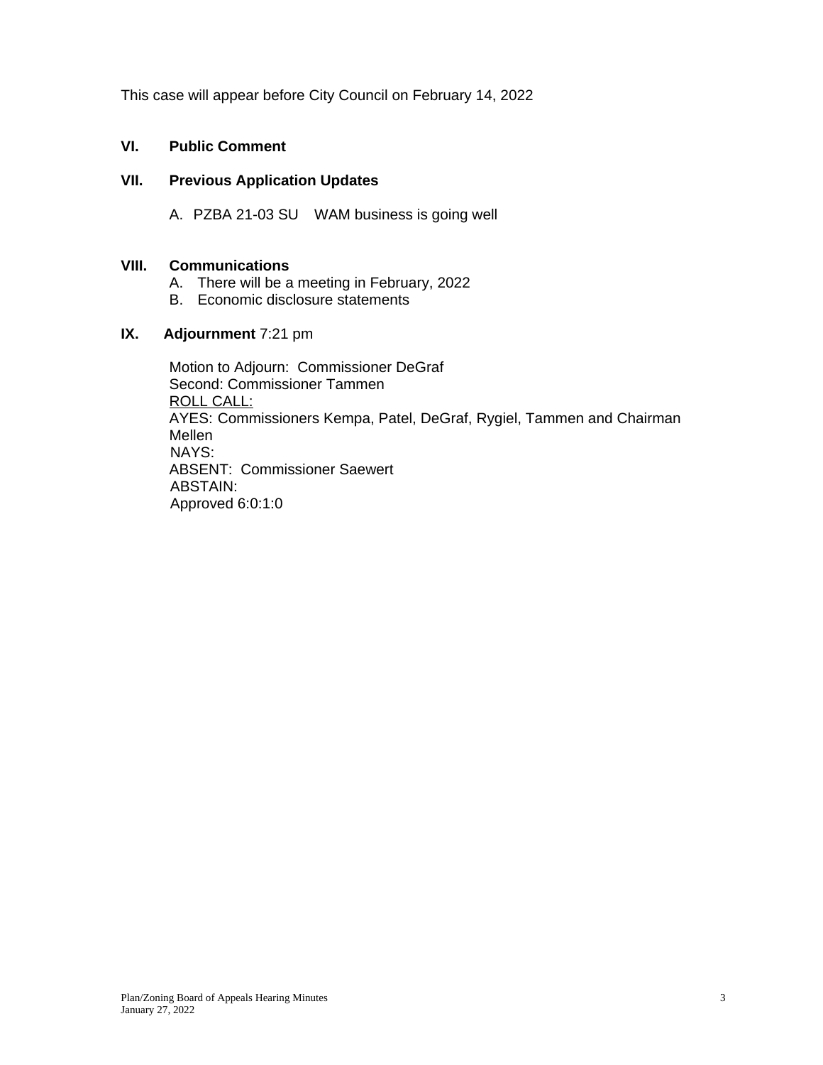This case will appear before City Council on February 14, 2022

## VI. Public Comment

## VII. Previous Application Updates

A. PZBA 21-03 SU WAM business is going well

## VIII. Communications

A. There will be a meeting in February, 2022
B. Economic disclosure statements

## IX. Adjournment 7:21 pm

Motion to Adjourn: Commissioner DeGraf
Second: Commissioner Tammen
ROLL CALL:
AYES: Commissioners Kempa, Patel, DeGraf, Rygiel, Tammen and Chairman Mellen
NAYS:
ABSENT: Commissioner Saewert
ABSTAIN:
Approved 6:0:1:0